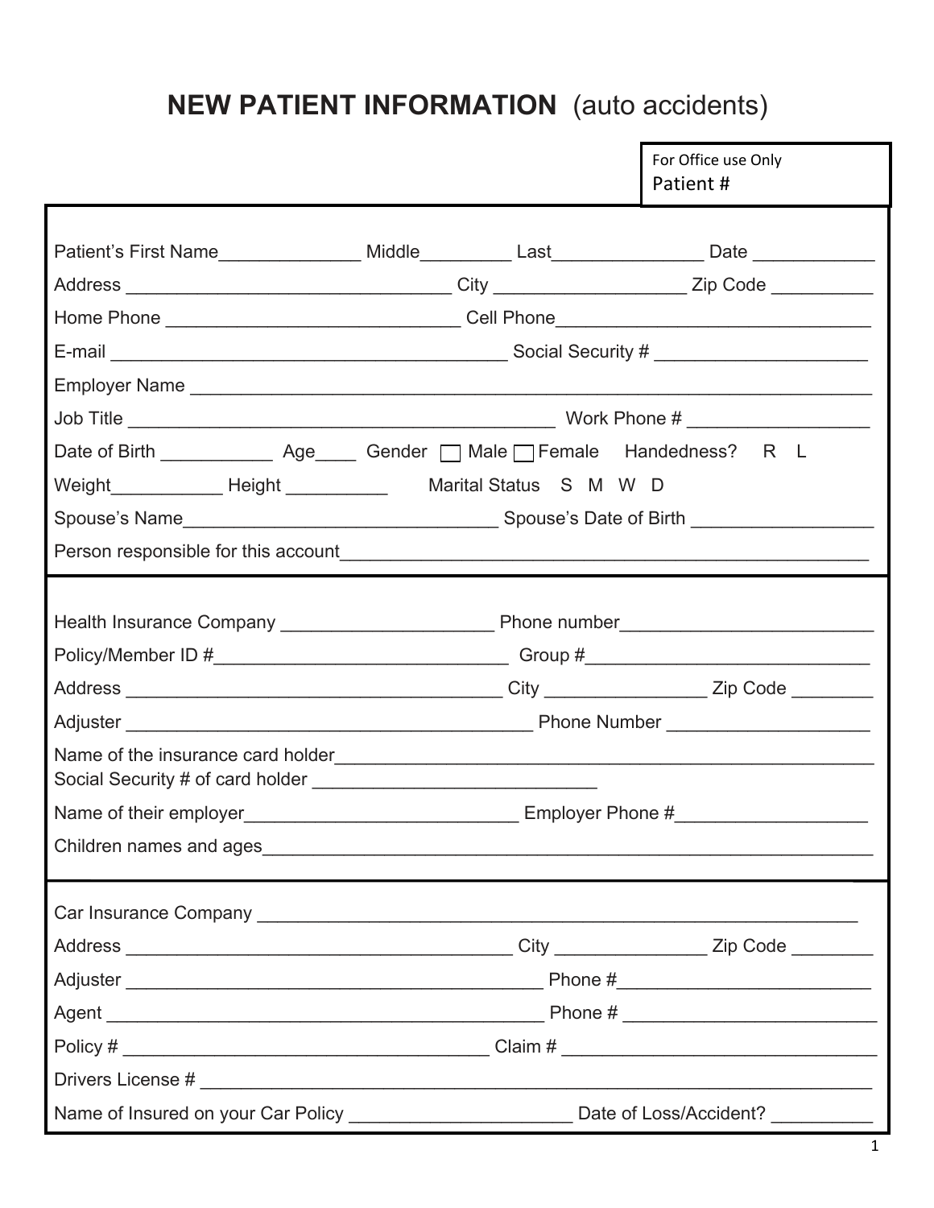# NEW PATIENT INFORMATION (auto accidents)

For Office use Only
Patient #

Patient's First Name______________ Middle_________ Last_______________ Date ____________

Address ________________________________ City __________________ Zip Code __________

Home Phone _____________________________ Cell Phone_______________________________

E-mail _______________________________________ Social Security # _____________________

Employer Name ____________________________________________________________________

Job Title __________________________________________ Work Phone # __________________

Date of Birth ___________ Age____ Gender ☐ Male ☐ Female Handedness? R L

Weight___________ Height __________ Marital Status S M W D

Spouse's Name_______________________________ Spouse's Date of Birth __________________

Person responsible for this account_____________________________________________________

---

Health Insurance Company _____________________ Phone number_________________________

Policy/Member ID #_____________________________ Group #____________________________

Address _____________________________________ City _______________ Zip Code ________

Adjuster ________________________________________ Phone Number ___________________

Name of the insurance card holder______________________________________________________
Social Security # of card holder ____________________________

Name of their employer___________________________ Employer Phone #__________________

Children names and ages______________________________________________________________

---

Car Insurance Company ____________________________________________________________

Address ______________________________________ City _______________ Zip Code ________

Adjuster _________________________________________ Phone #_________________________

Agent ____________________________________________ Phone # ________________________

Policy # ____________________________________ Claim # _______________________________

Drivers License # ___________________________________________________________________

Name of Insured on your Car Policy _____________________ Date of Loss/Accident? __________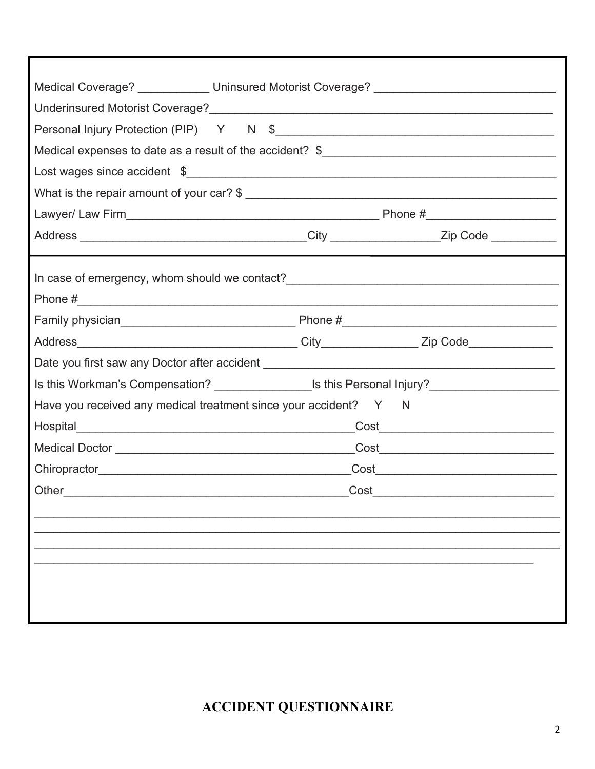Medical Coverage? ___________ Uninsured Motorist Coverage? ___________________________

Underinsured Motorist Coverage?_______________________________________________________

Personal Injury Protection (PIP) Y N $__________________________________________

Medical expenses to date as a result of the accident? $__________________________________

Lost wages since accident $_________________________________________________________

What is the repair amount of your car? $ _______________________________________________

Lawyer/ Law Firm_______________________________________ Phone #___________________

Address __________________________________City ________________Zip Code __________

In case of emergency, whom should we contact?__________________________________________

Phone #_____________________________________________________________________________

Family physician__________________________ Phone #_________________________________

Address_________________________________ City______________ Zip Code_____________

Date you first saw any Doctor after accident ___________________________________________

Is this Workman's Compensation? ______________Is this Personal Injury?____________________

Have you received any medical treatment since your accident? Y N

Hospital________________________________________Cost__________________________

Medical Doctor ___________________________________Cost__________________________

Chiropractor_____________________________________Cost___________________________

Other__________________________________________Cost___________________________

________________________________________________________________________________

________________________________________________________________________________

________________________________________________________________________________

_____________________________________________________________________________

## ACCIDENT QUESTIONNAIRE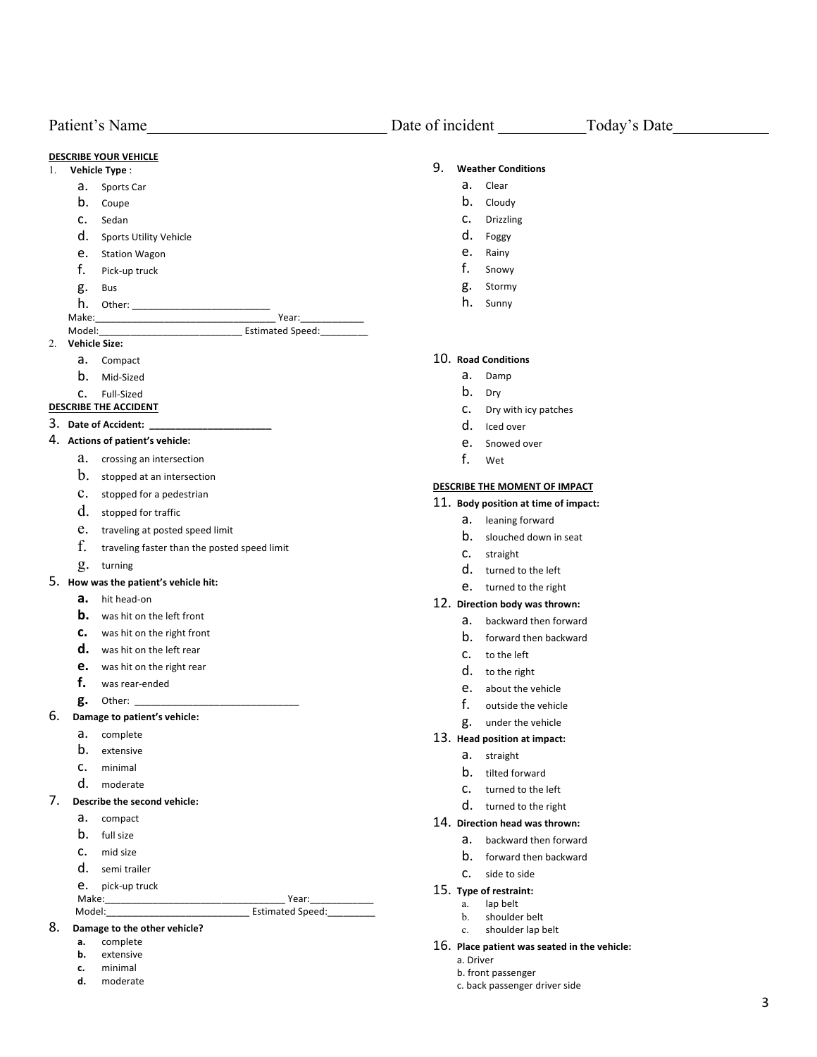Patient's Name______________________________ Date of incident __________Today's Date____________

**DESCRIBE YOUR VEHICLE**

1. **Vehicle Type** :
   a. Sports Car
   b. Coupe
   c. Sedan
   d. Sports Utility Vehicle
   e. Station Wagon
   f. Pick-up truck
   g. Bus
   h. Other: _________________________

   Make:_________________________________ Year:____________
   Model:___________________________ Estimated Speed:_________

2. **Vehicle Size:**
   a. Compact
   b. Mid-Sized
   c. Full-Sized

**DESCRIBE THE ACCIDENT**

3. **Date of Accident: ______________________**
4. **Actions of patient's vehicle:**
   a. crossing an intersection
   b. stopped at an intersection
   c. stopped for a pedestrian
   d. stopped for traffic
   e. traveling at posted speed limit
   f. traveling faster than the posted speed limit
   g. turning
5. **How was the patient's vehicle hit:**
   a. hit head-on
   b. was hit on the left front
   c. was hit on the right front
   d. was hit on the left rear
   e. was hit on the right rear
   f. was rear-ended
   g. Other: ______________________________
6. **Damage to patient's vehicle:**
   a. complete
   b. extensive
   c. minimal
   d. moderate
7. **Describe the second vehicle:**
   a. compact
   b. full size
   c. mid size
   d. semi trailer
   e. pick-up truck

   Make:_________________________________ Year:____________
   Model:___________________________ Estimated Speed:_________

8. **Damage to the other vehicle?**
   a. complete
   b. extensive
   c. minimal
   d. moderate
9. **Weather Conditions**
   a. Clear
   b. Cloudy
   c. Drizzling
   d. Foggy
   e. Rainy
   f. Snowy
   g. Stormy
   h. Sunny
10. **Road Conditions**
    a. Damp
    b. Dry
    c. Dry with icy patches
    d. Iced over
    e. Snowed over
    f. Wet

**DESCRIBE THE MOMENT OF IMPACT**

11. **Body position at time of impact:**
    a. leaning forward
    b. slouched down in seat
    c. straight
    d. turned to the left
    e. turned to the right
12. **Direction body was thrown:**
    a. backward then forward
    b. forward then backward
    c. to the left
    d. to the right
    e. about the vehicle
    f. outside the vehicle
    g. under the vehicle
13. **Head position at impact:**
    a. straight
    b. tilted forward
    c. turned to the left
    d. turned to the right
14. **Direction head was thrown:**
    a. backward then forward
    b. forward then backward
    c. side to side
15. **Type of restraint:**
    a. lap belt
    b. shoulder belt
    c. shoulder lap belt
16. **Place patient was seated in the vehicle:**
    a. Driver
    b. front passenger
    c. back passenger driver side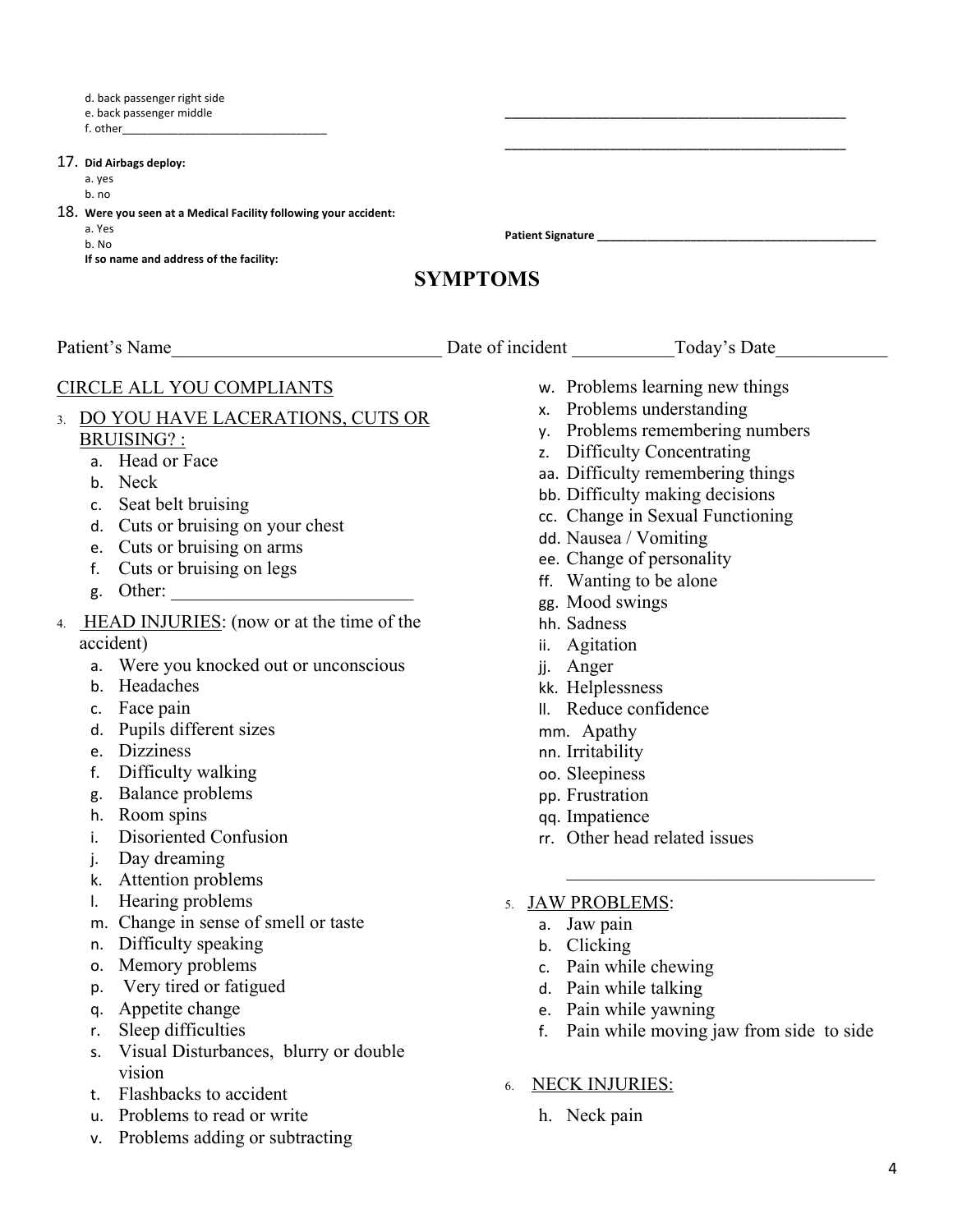d. back passenger right side
e. back passenger middle
f. other________________________________

_________________________________________

_________________________________________

17. **Did Airbags deploy:**
    a. yes
    b. no
18. **Were you seen at a Medical Facility following your accident:**
    a. Yes
    b. No
    **If so name and address of the facility:**

**Patient Signature** _____________________________________________

# SYMPTOMS

Patient's Name_____________________________ Date of incident ___________Today's Date____________

CIRCLE ALL YOU COMPLIANTS

3. DO YOU HAVE LACERATIONS, CUTS OR BRUISING? :
   a. Head or Face
   b. Neck
   c. Seat belt bruising
   d. Cuts or bruising on your chest
   e. Cuts or bruising on arms
   f. Cuts or bruising on legs
   g. Other: __________________________
4. HEAD INJURIES: (now or at the time of the accident)
   a. Were you knocked out or unconscious
   b. Headaches
   c. Face pain
   d. Pupils different sizes
   e. Dizziness
   f. Difficulty walking
   g. Balance problems
   h. Room spins
   i. Disoriented Confusion
   j. Day dreaming
   k. Attention problems
   l. Hearing problems
   m. Change in sense of smell or taste
   n. Difficulty speaking
   o. Memory problems
   p. Very tired or fatigued
   q. Appetite change
   r. Sleep difficulties
   s. Visual Disturbances, blurry or double vision
   t. Flashbacks to accident
   u. Problems to read or write
   v. Problems adding or subtracting
   w. Problems learning new things
   x. Problems understanding
   y. Problems remembering numbers
   z. Difficulty Concentrating
   aa. Difficulty remembering things
   bb. Difficulty making decisions
   cc. Change in Sexual Functioning
   dd. Nausea / Vomiting
   ee. Change of personality
   ff. Wanting to be alone
   gg. Mood swings
   hh. Sadness
   ii. Agitation
   jj. Anger
   kk. Helplessness
   ll. Reduce confidence
   mm. Apathy
   nn. Irritability
   oo. Sleepiness
   pp. Frustration
   qq. Impatience
   rr. Other head related issues

   __________________________________
5. JAW PROBLEMS:
   a. Jaw pain
   b. Clicking
   c. Pain while chewing
   d. Pain while talking
   e. Pain while yawning
   f. Pain while moving jaw from side to side
6. NECK INJURIES:
   h. Neck pain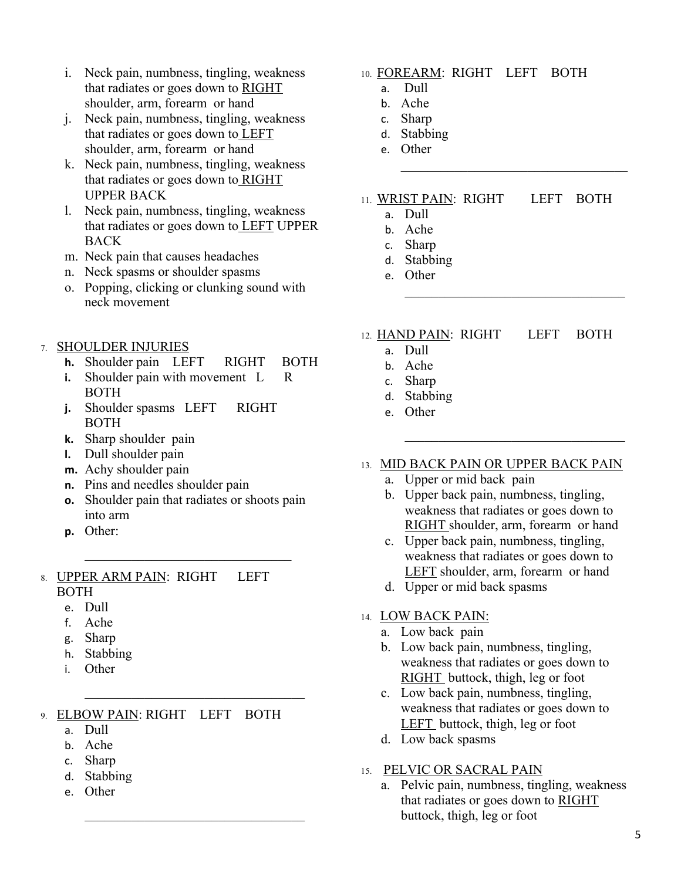i. Neck pain, numbness, tingling, weakness that radiates or goes down to <u>RIGHT</u> shoulder, arm, forearm or hand
j. Neck pain, numbness, tingling, weakness that radiates or goes down to <u>LEFT</u> shoulder, arm, forearm or hand
k. Neck pain, numbness, tingling, weakness that radiates or goes down to <u>RIGHT</u> UPPER BACK
l. Neck pain, numbness, tingling, weakness that radiates or goes down to <u>LEFT</u> UPPER BACK
m. Neck pain that causes headaches
n. Neck spasms or shoulder spasms
o. Popping, clicking or clunking sound with neck movement

7. <u>SHOULDER INJURIES</u>
   - **h.** Shoulder pain LEFT RIGHT BOTH
   - **i.** Shoulder pain with movement L R BOTH
   - **j.** Shoulder spasms LEFT RIGHT BOTH
   - **k.** Sharp shoulder pain
   - **l.** Dull shoulder pain
   - **m.** Achy shoulder pain
   - **n.** Pins and needles shoulder pain
   - **o.** Shoulder pain that radiates or shoots pain into arm
   - **p.** Other:

     ________________________________

8. <u>UPPER ARM PAIN</u>: RIGHT LEFT BOTH
   - e. Dull
   - f. Ache
   - g. Sharp
   - h. Stabbing
   - i. Other

     ________________________________

9. <u>ELBOW PAIN</u>: RIGHT LEFT BOTH
   - a. Dull
   - b. Ache
   - c. Sharp
   - d. Stabbing
   - e. Other

     ________________________________

10. <u>FOREARM</u>: RIGHT LEFT BOTH
    - a. Dull
    - b. Ache
    - c. Sharp
    - d. Stabbing
    - e. Other

      ________________________________

11. <u>WRIST PAIN</u>: RIGHT LEFT BOTH
    - a. Dull
    - b. Ache
    - c. Sharp
    - d. Stabbing
    - e. Other

      ________________________________

12. <u>HAND PAIN</u>: RIGHT LEFT BOTH
    - a. Dull
    - b. Ache
    - c. Sharp
    - d. Stabbing
    - e. Other

      ________________________________

13. <u>MID BACK PAIN OR UPPER BACK PAIN</u>
    - a. Upper or mid back pain
    - b. Upper back pain, numbness, tingling, weakness that radiates or goes down to <u>RIGHT</u> shoulder, arm, forearm or hand
    - c. Upper back pain, numbness, tingling, weakness that radiates or goes down to <u>LEFT</u> shoulder, arm, forearm or hand
    - d. Upper or mid back spasms

14. <u>LOW BACK PAIN:</u>
    - a. Low back pain
    - b. Low back pain, numbness, tingling, weakness that radiates or goes down to <u>RIGHT</u> buttock, thigh, leg or foot
    - c. Low back pain, numbness, tingling, weakness that radiates or goes down to <u>LEFT</u> buttock, thigh, leg or foot
    - d. Low back spasms

15. <u>PELVIC OR SACRAL PAIN</u>
    - a. Pelvic pain, numbness, tingling, weakness that radiates or goes down to <u>RIGHT</u> buttock, thigh, leg or foot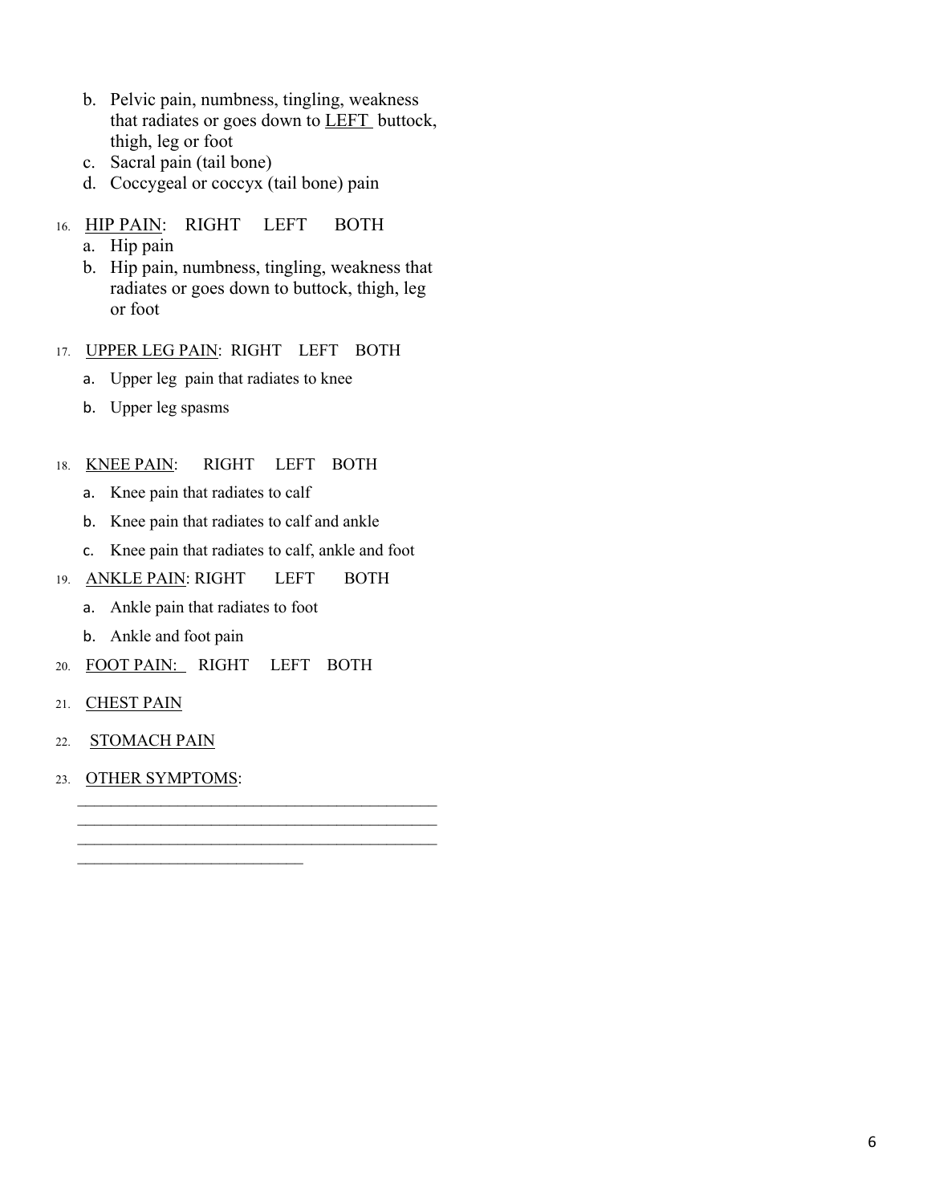b. Pelvic pain, numbness, tingling, weakness that radiates or goes down to <u>LEFT</u> buttock, thigh, leg or foot
c. Sacral pain (tail bone)
d. Coccygeal or coccyx (tail bone) pain

16. <u>HIP PAIN</u>: RIGHT LEFT BOTH
    a. Hip pain
    b. Hip pain, numbness, tingling, weakness that radiates or goes down to buttock, thigh, leg or foot

17. <u>UPPER LEG PAIN</u>: RIGHT LEFT BOTH
    a. Upper leg pain that radiates to knee
    b. Upper leg spasms

18. <u>KNEE PAIN</u>: RIGHT LEFT BOTH
    a. Knee pain that radiates to calf
    b. Knee pain that radiates to calf and ankle
    c. Knee pain that radiates to calf, ankle and foot

19. <u>ANKLE PAIN</u>: RIGHT LEFT BOTH
    a. Ankle pain that radiates to foot
    b. Ankle and foot pain

20. <u>FOOT PAIN:</u> RIGHT LEFT BOTH

21. <u>CHEST PAIN</u>

22. <u>STOMACH PAIN</u>

23. <u>OTHER SYMPTOMS</u>:
    ____________________________________________
    ____________________________________________
    ____________________________________________
    ____________________________